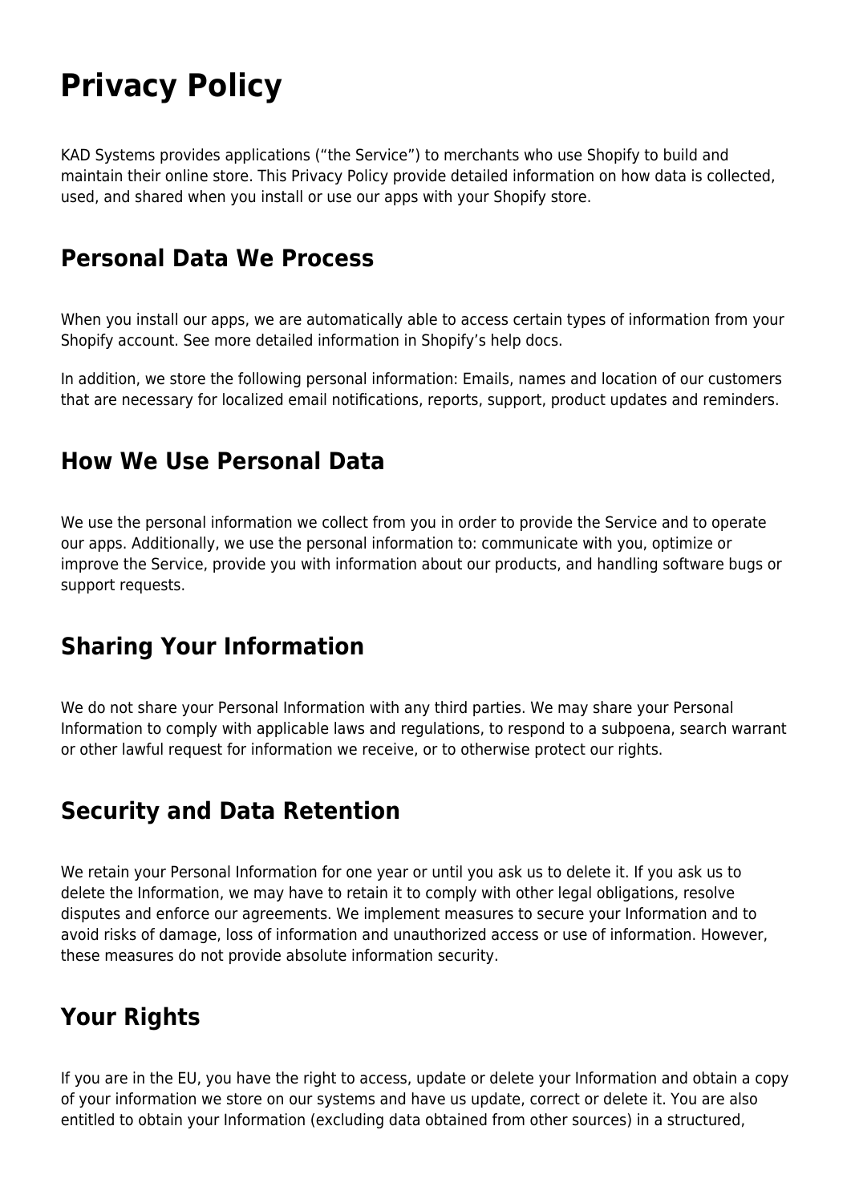# Privacy Policy

KAD Systems provides applications ("the Service") to merchants who use Shopify to build and maintain their online store. This Privacy Policy provide detailed information on how data is collected, used, and shared when you install or use our apps with your Shopify store.

## Personal Data We Process

When you install our apps, we are automatically able to access certain types of information from your Shopify account. See more detailed information in Shopify's help docs.

In addition, we store the following personal information: Emails, names and location of our customers that are necessary for localized email notifications, reports, support, product updates and reminders.

## How We Use Personal Data

We use the personal information we collect from you in order to provide the Service and to operate our apps. Additionally, we use the personal information to: communicate with you, optimize or improve the Service, provide you with information about our products, and handling software bugs or support requests.

## Sharing Your Information

We do not share your Personal Information with any third parties. We may share your Personal Information to comply with applicable laws and regulations, to respond to a subpoena, search warrant or other lawful request for information we receive, or to otherwise protect our rights.

## Security and Data Retention

We retain your Personal Information for one year or until you ask us to delete it. If you ask us to delete the Information, we may have to retain it to comply with other legal obligations, resolve disputes and enforce our agreements. We implement measures to secure your Information and to avoid risks of damage, loss of information and unauthorized access or use of information. However, these measures do not provide absolute information security.

## Your Rights

If you are in the EU, you have the right to access, update or delete your Information and obtain a copy of your information we store on our systems and have us update, correct or delete it. You are also entitled to obtain your Information (excluding data obtained from other sources) in a structured,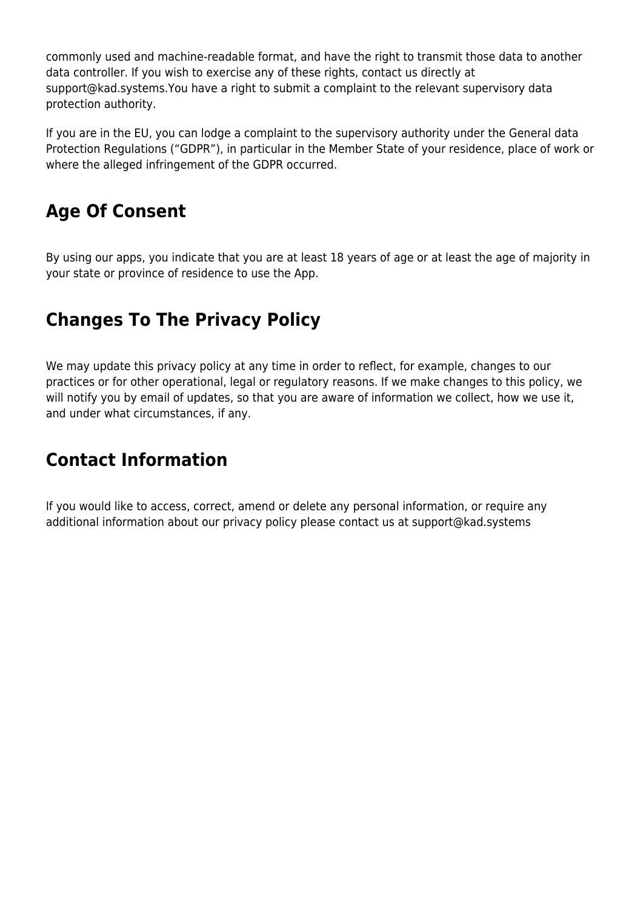commonly used and machine-readable format, and have the right to transmit those data to another data controller. If you wish to exercise any of these rights, contact us directly at support@kad.systems.You have a right to submit a complaint to the relevant supervisory data protection authority.

If you are in the EU, you can lodge a complaint to the supervisory authority under the General data Protection Regulations ("GDPR"), in particular in the Member State of your residence, place of work or where the alleged infringement of the GDPR occurred.

## Age Of Consent

By using our apps, you indicate that you are at least 18 years of age or at least the age of majority in your state or province of residence to use the App.

## Changes To The Privacy Policy

We may update this privacy policy at any time in order to reflect, for example, changes to our practices or for other operational, legal or regulatory reasons. If we make changes to this policy, we will notify you by email of updates, so that you are aware of information we collect, how we use it, and under what circumstances, if any.

## Contact Information

If you would like to access, correct, amend or delete any personal information, or require any additional information about our privacy policy please contact us at support@kad.systems